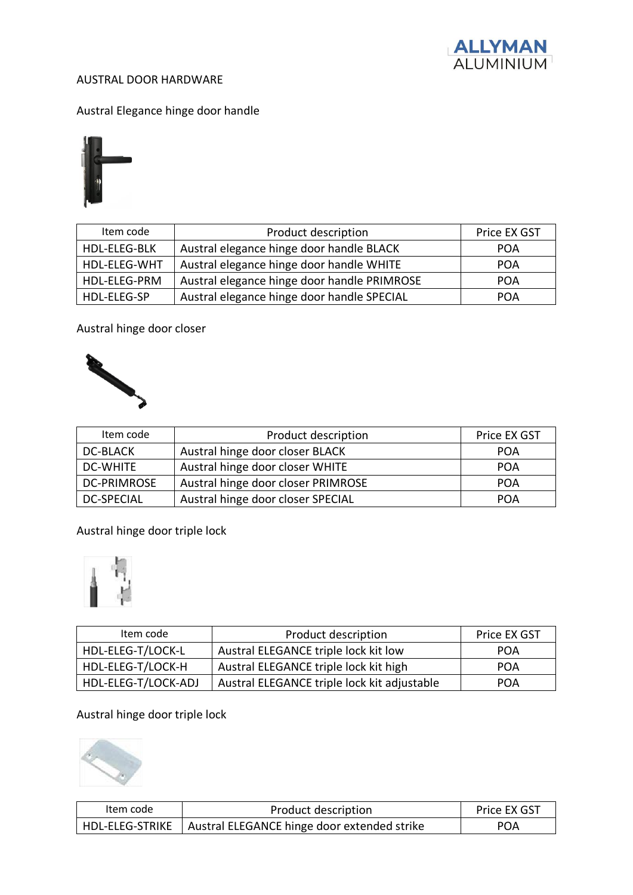ALLYMAN ALUMINIUM

# AUSTRAL DOOR HARDWARE

## Austral Elegance hinge door handle

| Item code | Product description | Price EX GST |
|---|---|---|
| HDL-ELEG-BLK | Austral elegance hinge door handle BLACK | POA |
| HDL-ELEG-WHT | Austral elegance hinge door handle WHITE | POA |
| HDL-ELEG-PRM | Austral elegance hinge door handle PRIMROSE | POA |
| HDL-ELEG-SP | Austral elegance hinge door handle SPECIAL | POA |

## Austral hinge door closer

| Item code | Product description | Price EX GST |
|---|---|---|
| DC-BLACK | Austral hinge door closer BLACK | POA |
| DC-WHITE | Austral hinge door closer WHITE | POA |
| DC-PRIMROSE | Austral hinge door closer PRIMROSE | POA |
| DC-SPECIAL | Austral hinge door closer SPECIAL | POA |

## Austral hinge door triple lock

| Item code | Product description | Price EX GST |
|---|---|---|
| HDL-ELEG-T/LOCK-L | Austral ELEGANCE triple lock kit low | POA |
| HDL-ELEG-T/LOCK-H | Austral ELEGANCE triple lock kit high | POA |
| HDL-ELEG-T/LOCK-ADJ | Austral ELEGANCE triple lock kit adjustable | POA |

## Austral hinge door triple lock

| Item code | Product description | Price EX GST |
|---|---|---|
| HDL-ELEG-STRIKE | Austral ELEGANCE hinge door extended strike | POA |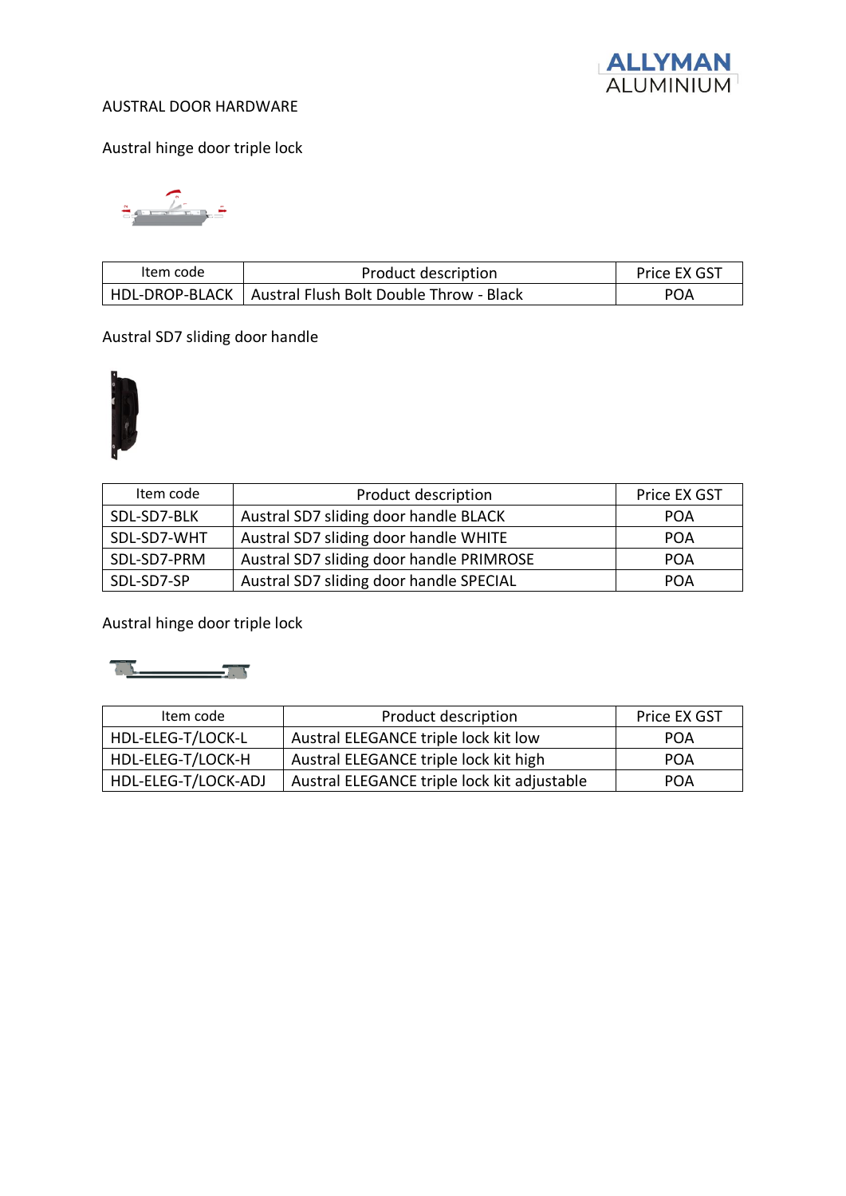AUSTRAL DOOR HARDWARE

Austral hinge door triple lock

| Item code | Product description | Price EX GST |
|---|---|---|
| HDL-DROP-BLACK | Austral Flush Bolt Double Throw - Black | POA |

Austral SD7 sliding door handle

| Item code | Product description | Price EX GST |
|---|---|---|
| SDL-SD7-BLK | Austral SD7 sliding door handle BLACK | POA |
| SDL-SD7-WHT | Austral SD7 sliding door handle WHITE | POA |
| SDL-SD7-PRM | Austral SD7 sliding door handle PRIMROSE | POA |
| SDL-SD7-SP | Austral SD7 sliding door handle SPECIAL | POA |

Austral hinge door triple lock

| Item code | Product description | Price EX GST |
|---|---|---|
| HDL-ELEG-T/LOCK-L | Austral ELEGANCE triple lock kit low | POA |
| HDL-ELEG-T/LOCK-H | Austral ELEGANCE triple lock kit high | POA |
| HDL-ELEG-T/LOCK-ADJ | Austral ELEGANCE triple lock kit adjustable | POA |